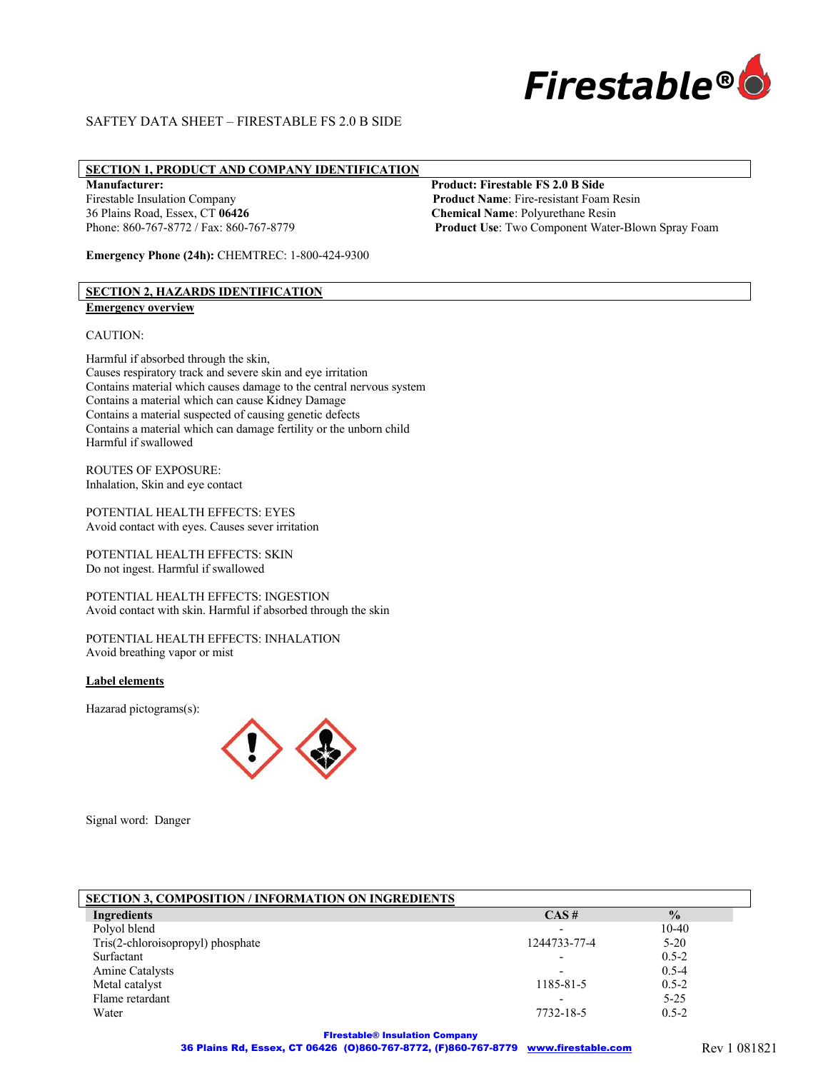Firestable®

SAFTEY DATA SHEET – FIRESTABLE FS 2.0 B SIDE

## SECTION 1, PRODUCT AND COMPANY IDENTIFICATION

**Manufacturer:**
Firestable Insulation Company
36 Plains Road, Essex, CT **06426**
Phone: 860-767-8772 / Fax: 860-767-8779

**Product: Firestable FS 2.0 B Side**
**Product Name**: Fire-resistant Foam Resin
**Chemical Name**: Polyurethane Resin
**Product Use**: Two Component Water-Blown Spray Foam

**Emergency Phone (24h):** CHEMTREC: 1-800-424-9300

## SECTION 2, HAZARDS IDENTIFICATION

**Emergency overview**

CAUTION:

Harmful if absorbed through the skin,
Causes respiratory track and severe skin and eye irritation
Contains material which causes damage to the central nervous system
Contains a material which can cause Kidney Damage
Contains a material suspected of causing genetic defects
Contains a material which can damage fertility or the unborn child
Harmful if swallowed

ROUTES OF EXPOSURE:
Inhalation, Skin and eye contact

POTENTIAL HEALTH EFFECTS: EYES
Avoid contact with eyes. Causes sever irritation

POTENTIAL HEALTH EFFECTS: SKIN
Do not ingest. Harmful if swallowed

POTENTIAL HEALTH EFFECTS: INGESTION
Avoid contact with skin. Harmful if absorbed through the skin

POTENTIAL HEALTH EFFECTS: INHALATION
Avoid breathing vapor or mist

**Label elements**

Hazarad pictograms(s):

Signal word: Danger

## SECTION 3, COMPOSITION / INFORMATION ON INGREDIENTS

| Ingredients | CAS # | % |
|---|---|---|
| Polyol blend | - | 10-40 |
| Tris(2-chloroisopropyl) phosphate | 1244733-77-4 | 5-20 |
| Surfactant | - | 0.5-2 |
| Amine Catalysts | - | 0.5-4 |
| Metal catalyst | 1185-81-5 | 0.5-2 |
| Flame retardant | - | 5-25 |
| Water | 7732-18-5 | 0.5-2 |

Rev 1 081821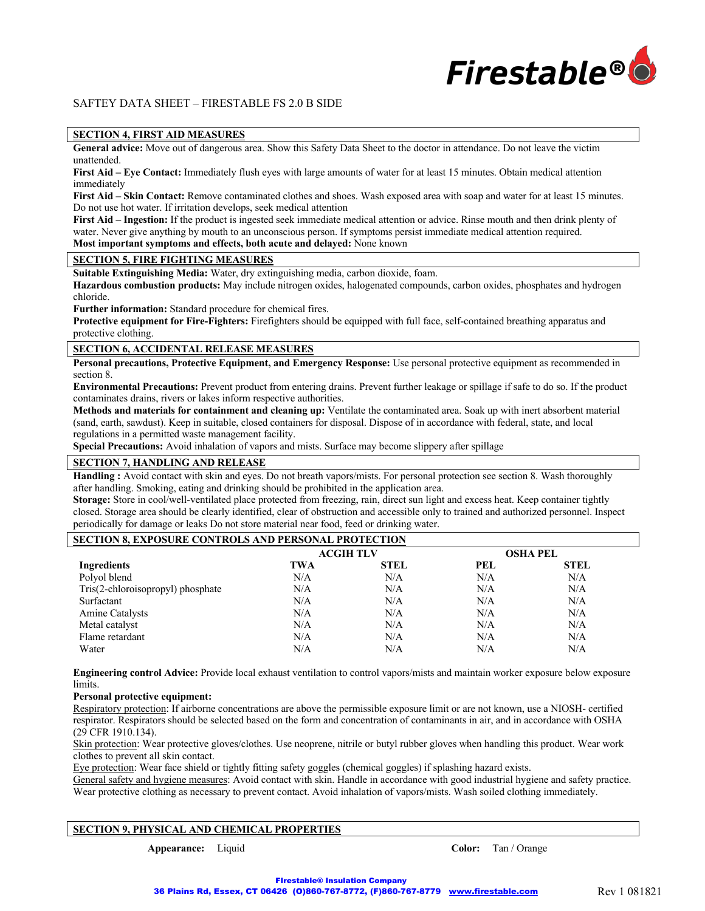SAFTEY DATA SHEET – FIRESTABLE FS 2.0 B SIDE

## SECTION 4, FIRST AID MEASURES

**General advice:** Move out of dangerous area. Show this Safety Data Sheet to the doctor in attendance. Do not leave the victim unattended.

**First Aid – Eye Contact:** Immediately flush eyes with large amounts of water for at least 15 minutes. Obtain medical attention immediately

**First Aid – Skin Contact:** Remove contaminated clothes and shoes. Wash exposed area with soap and water for at least 15 minutes. Do not use hot water. If irritation develops, seek medical attention

**First Aid – Ingestion:** If the product is ingested seek immediate medical attention or advice. Rinse mouth and then drink plenty of water. Never give anything by mouth to an unconscious person. If symptoms persist immediate medical attention required.

**Most important symptoms and effects, both acute and delayed:** None known

## SECTION 5, FIRE FIGHTING MEASURES

**Suitable Extinguishing Media:** Water, dry extinguishing media, carbon dioxide, foam.

**Hazardous combustion products:** May include nitrogen oxides, halogenated compounds, carbon oxides, phosphates and hydrogen chloride.

**Further information:** Standard procedure for chemical fires.

**Protective equipment for Fire-Fighters:** Firefighters should be equipped with full face, self-contained breathing apparatus and protective clothing.

## SECTION 6, ACCIDENTAL RELEASE MEASURES

**Personal precautions, Protective Equipment, and Emergency Response:** Use personal protective equipment as recommended in section 8.

**Environmental Precautions:** Prevent product from entering drains. Prevent further leakage or spillage if safe to do so. If the product contaminates drains, rivers or lakes inform respective authorities.

**Methods and materials for containment and cleaning up:** Ventilate the contaminated area. Soak up with inert absorbent material (sand, earth, sawdust). Keep in suitable, closed containers for disposal. Dispose of in accordance with federal, state, and local regulations in a permitted waste management facility.

**Special Precautions:** Avoid inhalation of vapors and mists. Surface may become slippery after spillage

## SECTION 7, HANDLING AND RELEASE

**Handling :** Avoid contact with skin and eyes. Do not breath vapors/mists. For personal protection see section 8. Wash thoroughly after handling. Smoking, eating and drinking should be prohibited in the application area.

**Storage:** Store in cool/well-ventilated place protected from freezing, rain, direct sun light and excess heat. Keep container tightly closed. Storage area should be clearly identified, clear of obstruction and accessible only to trained and authorized personnel. Inspect periodically for damage or leaks Do not store material near food, feed or drinking water.

## SECTION 8, EXPOSURE CONTROLS AND PERSONAL PROTECTION

| | ACGIH TLV | | OSHA PEL | |
|---|---|---|---|---|
| **Ingredients** | **TWA** | **STEL** | **PEL** | **STEL** |
| Polyol blend | N/A | N/A | N/A | N/A |
| Tris(2-chloroisopropyl) phosphate | N/A | N/A | N/A | N/A |
| Surfactant | N/A | N/A | N/A | N/A |
| Amine Catalysts | N/A | N/A | N/A | N/A |
| Metal catalyst | N/A | N/A | N/A | N/A |
| Flame retardant | N/A | N/A | N/A | N/A |
| Water | N/A | N/A | N/A | N/A |

**Engineering control Advice:** Provide local exhaust ventilation to control vapors/mists and maintain worker exposure below exposure limits.

**Personal protective equipment:**

Respiratory protection: If airborne concentrations are above the permissible exposure limit or are not known, use a NIOSH- certified respirator. Respirators should be selected based on the form and concentration of contaminants in air, and in accordance with OSHA (29 CFR 1910.134).

Skin protection: Wear protective gloves/clothes. Use neoprene, nitrile or butyl rubber gloves when handling this product. Wear work clothes to prevent all skin contact.

Eye protection: Wear face shield or tightly fitting safety goggles (chemical goggles) if splashing hazard exists.

General safety and hygiene measures: Avoid contact with skin. Handle in accordance with good industrial hygiene and safety practice. Wear protective clothing as necessary to prevent contact. Avoid inhalation of vapors/mists. Wash soiled clothing immediately.

## SECTION 9, PHYSICAL AND CHEMICAL PROPERTIES

**Appearance:** Liquid    **Color:** Tan / Orange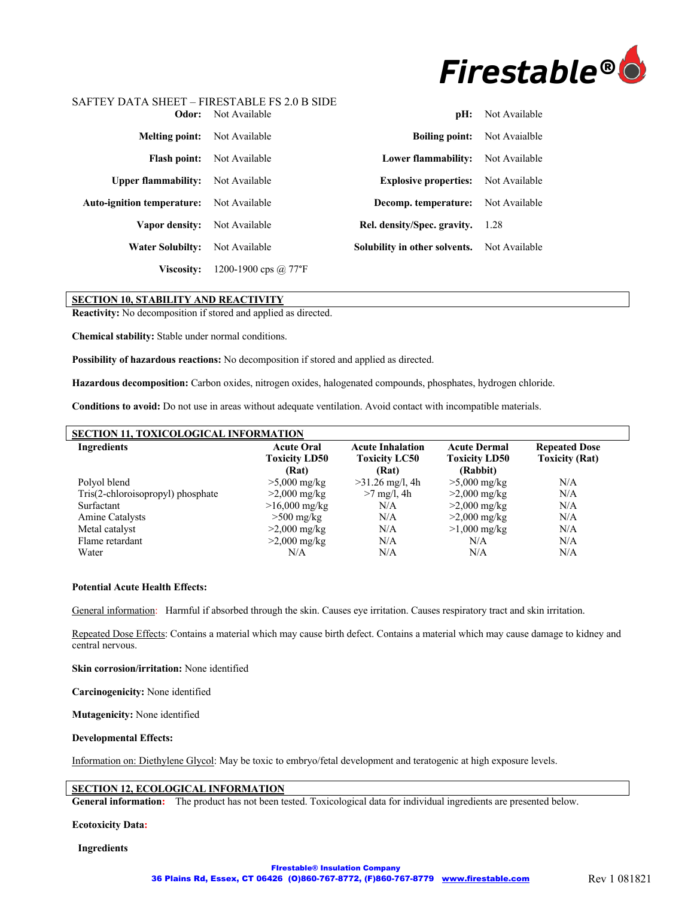SAFTEY DATA SHEET – FIRESTABLE FS 2.0 B SIDE

| | | | |
|---|---|---|---|
| **Odor:** | Not Available | **pH:** | Not Available |
| **Melting point:** | Not Available | **Boiling point:** | Not Avaialble |
| **Flash point:** | Not Available | **Lower flammability:** | Not Available |
| **Upper flammability:** | Not Available | **Explosive properties:** | Not Available |
| **Auto-ignition temperature:** | Not Available | **Decomp. temperature:** | Not Available |
| **Vapor density:** | Not Available | **Rel. density/Spec. gravity.** | 1.28 |
| **Water Solubilty:** | Not Available | **Solubility in other solvents.** | Not Available |
| **Viscosity:** | 1200-1900 cps @ 77°F | | |

## SECTION 10, STABILITY AND REACTIVITY

**Reactivity:** No decomposition if stored and applied as directed.

**Chemical stability:** Stable under normal conditions.

**Possibility of hazardous reactions:** No decomposition if stored and applied as directed.

**Hazardous decomposition:** Carbon oxides, nitrogen oxides, halogenated compounds, phosphates, hydrogen chloride.

**Conditions to avoid:** Do not use in areas without adequate ventilation. Avoid contact with incompatible materials.

## SECTION 11, TOXICOLOGICAL INFORMATION

| Ingredients | Acute Oral Toxicity LD50 (Rat) | Acute Inhalation Toxicity LC50 (Rat) | Acute Dermal Toxicity LD50 (Rabbit) | Repeated Dose Toxicity (Rat) |
|---|---|---|---|---|
| Polyol blend | >5,000 mg/kg | >31.26 mg/l, 4h | >5,000 mg/kg | N/A |
| Tris(2-chloroisopropyl) phosphate | >2,000 mg/kg | >7 mg/l, 4h | >2,000 mg/kg | N/A |
| Surfactant | >16,000 mg/kg | N/A | >2,000 mg/kg | N/A |
| Amine Catalysts | >500 mg/kg | N/A | >2,000 mg/kg | N/A |
| Metal catalyst | >2,000 mg/kg | N/A | >1,000 mg/kg | N/A |
| Flame retardant | >2,000 mg/kg | N/A | N/A | N/A |
| Water | N/A | N/A | N/A | N/A |

**Potential Acute Health Effects:**

General information: Harmful if absorbed through the skin. Causes eye irritation. Causes respiratory tract and skin irritation.

Repeated Dose Effects: Contains a material which may cause birth defect. Contains a material which may cause damage to kidney and central nervous.

**Skin corrosion/irritation:** None identified

**Carcinogenicity:** None identified

**Mutagenicity:** None identified

**Developmental Effects:**

Information on: Diethylene Glycol: May be toxic to embryo/fetal development and teratogenic at high exposure levels.

## SECTION 12, ECOLOGICAL INFORMATION

**General information:** The product has not been tested. Toxicological data for individual ingredients are presented below.

**Ecotoxicity Data:**

**Ingredients**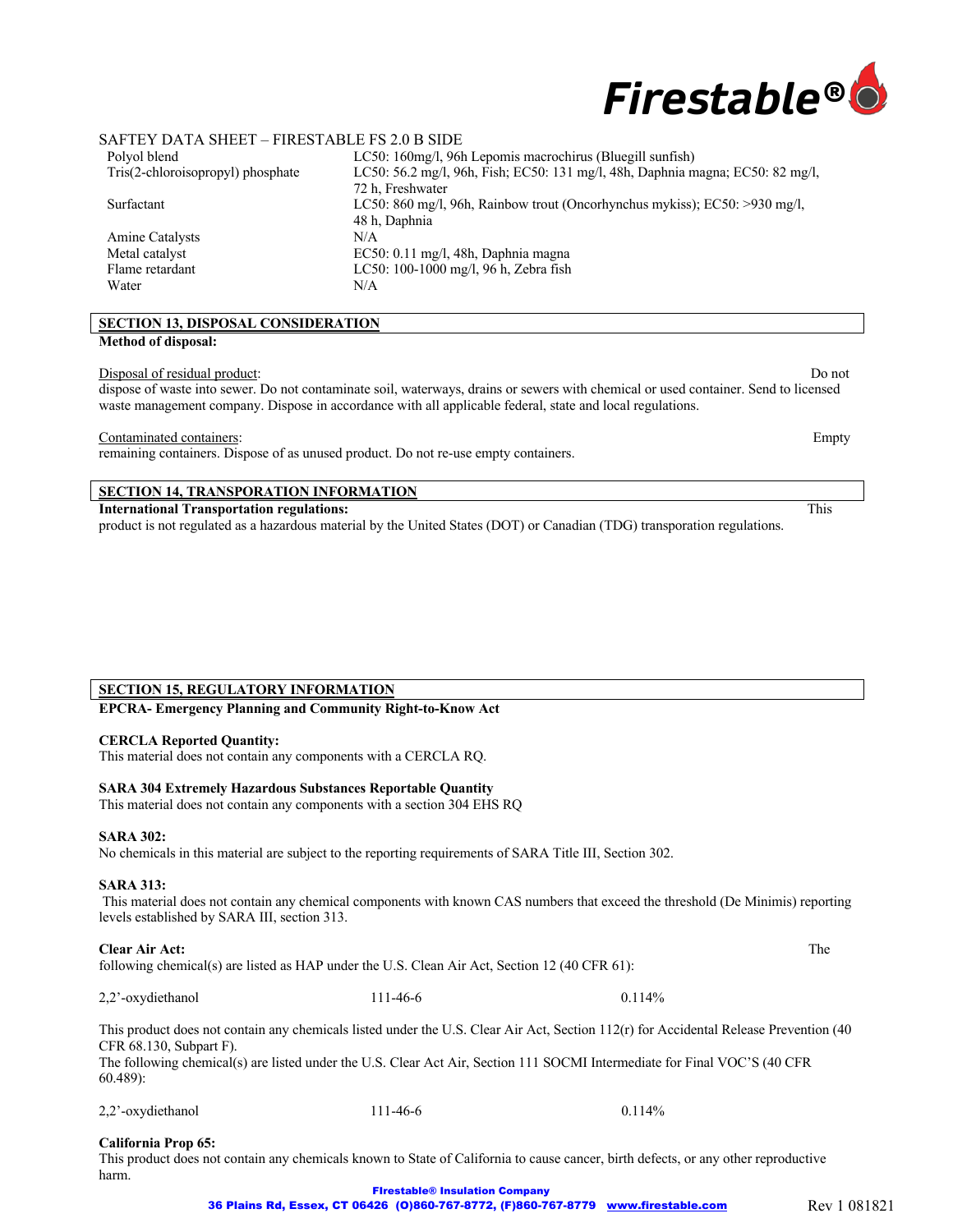SAFTEY DATA SHEET – FIRESTABLE FS 2.0 B SIDE

| | |
|---|---|
| Polyol blend | LC50: 160mg/l, 96h Lepomis macrochirus (Bluegill sunfish) |
| Tris(2-chloroisopropyl) phosphate | LC50: 56.2 mg/l, 96h, Fish; EC50: 131 mg/l, 48h, Daphnia magna; EC50: 82 mg/l, 72 h, Freshwater |
| Surfactant | LC50: 860 mg/l, 96h, Rainbow trout (Oncorhynchus mykiss); EC50: >930 mg/l, 48 h, Daphnia |
| Amine Catalysts | N/A |
| Metal catalyst | EC50: 0.11 mg/l, 48h, Daphnia magna |
| Flame retardant | LC50: 100-1000 mg/l, 96 h, Zebra fish |
| Water | N/A |

## SECTION 13, DISPOSAL CONSIDERATION

**Method of disposal:**

Disposal of residual product: Do not dispose of waste into sewer. Do not contaminate soil, waterways, drains or sewers with chemical or used container. Send to licensed waste management company. Dispose in accordance with all applicable federal, state and local regulations.

Contaminated containers: Empty remaining containers. Dispose of as unused product. Do not re-use empty containers.

## SECTION 14, TRANSPORATION INFORMATION

**International Transportation regulations:** This product is not regulated as a hazardous material by the United States (DOT) or Canadian (TDG) transporation regulations.

## SECTION 15, REGULATORY INFORMATION

**EPCRA- Emergency Planning and Community Right-to-Know Act**

**CERCLA Reported Quantity:**
This material does not contain any components with a CERCLA RQ.

**SARA 304 Extremely Hazardous Substances Reportable Quantity**
This material does not contain any components with a section 304 EHS RQ

**SARA 302:**
No chemicals in this material are subject to the reporting requirements of SARA Title III, Section 302.

**SARA 313:**
This material does not contain any chemical components with known CAS numbers that exceed the threshold (De Minimis) reporting levels established by SARA III, section 313.

**Clear Air Act:** The following chemical(s) are listed as HAP under the U.S. Clean Air Act, Section 12 (40 CFR 61):

| | | |
|---|---|---|
| 2,2'-oxydiethanol | 111-46-6 | 0.114% |

This product does not contain any chemicals listed under the U.S. Clear Air Act, Section 112(r) for Accidental Release Prevention (40 CFR 68.130, Subpart F).
The following chemical(s) are listed under the U.S. Clear Act Air, Section 111 SOCMI Intermediate for Final VOC'S (40 CFR 60.489):

| | | |
|---|---|---|
| 2,2'-oxydiethanol | 111-46-6 | 0.114% |

**California Prop 65:**
This product does not contain any chemicals known to State of California to cause cancer, birth defects, or any other reproductive harm.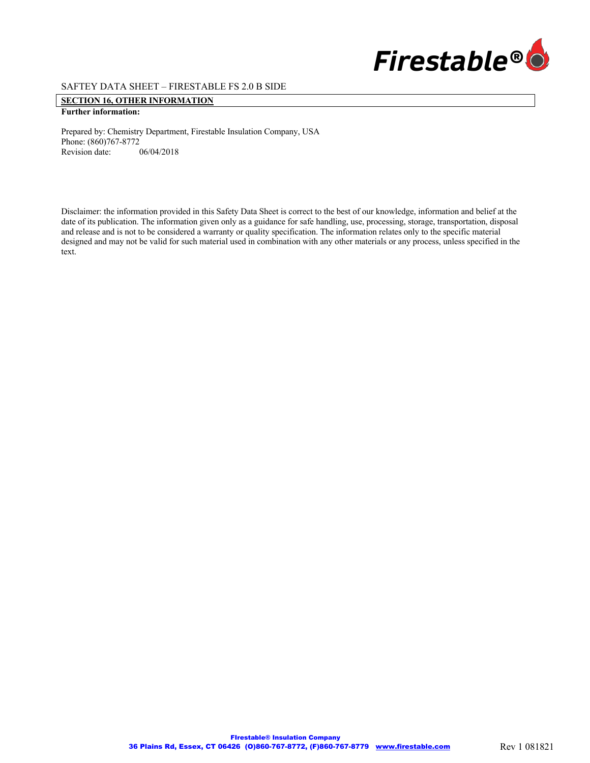SAFTEY DATA SHEET – FIRESTABLE FS 2.0 B SIDE

## SECTION 16, OTHER INFORMATION

**Further information:**

Prepared by: Chemistry Department, Firestable Insulation Company, USA
Phone: (860)767-8772
Revision date: 06/04/2018

Disclaimer: the information provided in this Safety Data Sheet is correct to the best of our knowledge, information and belief at the date of its publication. The information given only as a guidance for safe handling, use, processing, storage, transportation, disposal and release and is not to be considered a warranty or quality specification. The information relates only to the specific material designed and may not be valid for such material used in combination with any other materials or any process, unless specified in the text.